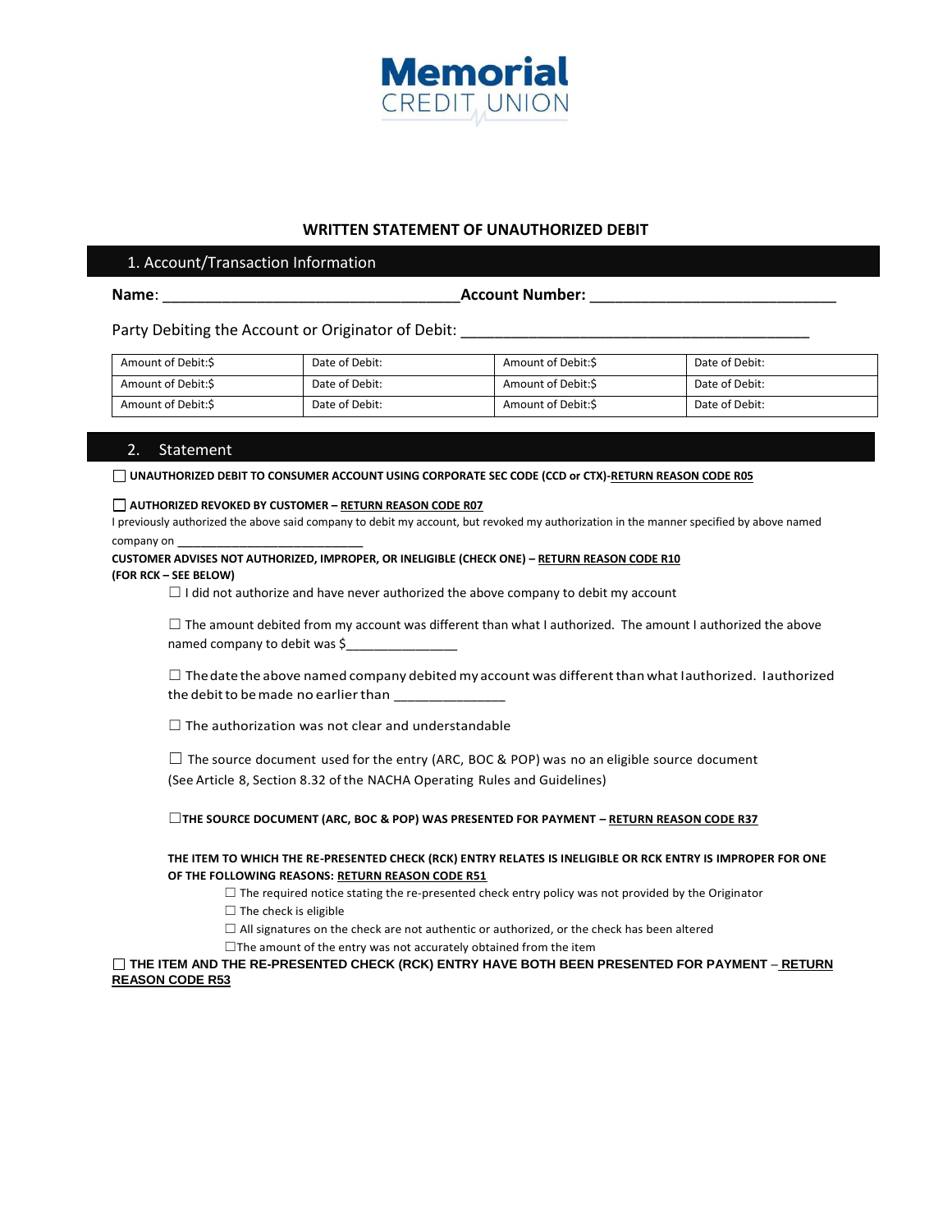Memorial CREDIT UNION

# WRITTEN STATEMENT OF UNAUTHORIZED DEBIT

## 1. Account/Transaction Information

**Name**: ___________________________________ **Account Number:** _____________________________

Party Debiting the Account or Originator of Debit: _________________________________________

| Amount of Debit:$ | Date of Debit: | Amount of Debit:$ | Date of Debit: |
|---|---|---|---|
| Amount of Debit:$ | Date of Debit: | Amount of Debit:$ | Date of Debit: |
| Amount of Debit:$ | Date of Debit: | Amount of Debit:$ | Date of Debit: |

## 2. Statement

☐ **UNAUTHORIZED DEBIT TO CONSUMER ACCOUNT USING CORPORATE SEC CODE (CCD or CTX)-RETURN REASON CODE R05**

☐ **AUTHORIZED REVOKED BY CUSTOMER – RETURN REASON CODE R07**

I previously authorized the above said company to debit my account, but revoked my authorization in the manner specified by above named company on ____________________________

**CUSTOMER ADVISES NOT AUTHORIZED, IMPROPER, OR INELIGIBLE (CHECK ONE) – RETURN REASON CODE R10**
**(FOR RCK – SEE BELOW)**

☐ I did not authorize and have never authorized the above company to debit my account

☐ The amount debited from my account was different than what I authorized. The amount I authorized the above named company to debit was $_______________

☐ The date the above named company debited my account was different than what I authorized. I authorized the debit to be made no earlier than ______________

☐ The authorization was not clear and understandable

☐ The source document used for the entry (ARC, BOC & POP) was no an eligible source document (See Article 8, Section 8.32 of the NACHA Operating Rules and Guidelines)

☐ **THE SOURCE DOCUMENT (ARC, BOC & POP) WAS PRESENTED FOR PAYMENT – RETURN REASON CODE R37**

**THE ITEM TO WHICH THE RE-PRESENTED CHECK (RCK) ENTRY RELATES IS INELIGIBLE OR RCK ENTRY IS IMPROPER FOR ONE OF THE FOLLOWING REASONS: RETURN REASON CODE R51**

☐ The required notice stating the re-presented check entry policy was not provided by the Originator
☐ The check is eligible
☐ All signatures on the check are not authentic or authorized, or the check has been altered
☐ The amount of the entry was not accurately obtained from the item

☐ **THE ITEM AND THE RE-PRESENTED CHECK (RCK) ENTRY HAVE BOTH BEEN PRESENTED FOR PAYMENT – RETURN REASON CODE R53**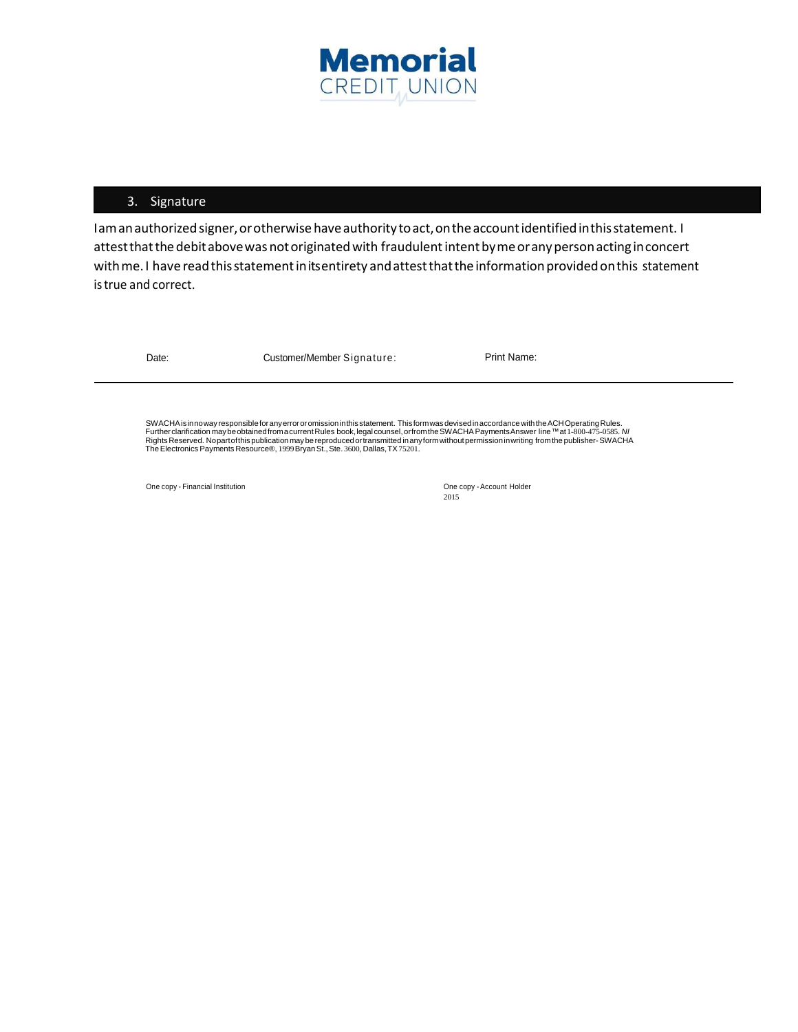**Memorial**
CREDIT UNION

## 3. Signature

I am an authorized signer, or otherwise have authority to act, on the account identified in this statement. I attest that the debit above was not originated with fraudulent intent by me or any person acting in concert with me. I have read this statement in its entirety and attest that the information provided on this statement is true and correct.

| Date: | Customer/Member Signature: | Print Name: |
|---|---|---|
| | | |

SWACHA is in no way responsible for any error or omission in this statement. This form was devised in accordance with the ACH Operating Rules. Further clarification may be obtained from a current Rules book, legal counsel, or from the SWACHA Payments Answer line™ at 1-800-475-0585. *Nl* Rights Reserved. No part of this publication may be reproduced or transmitted in any form without permission in writing from the publisher - SWACHA The Electronics Payments Resource®, 1999 Bryan St., Ste. 3600, Dallas, TX 75201.

One copy - Financial Institution

One copy - Account Holder
2015